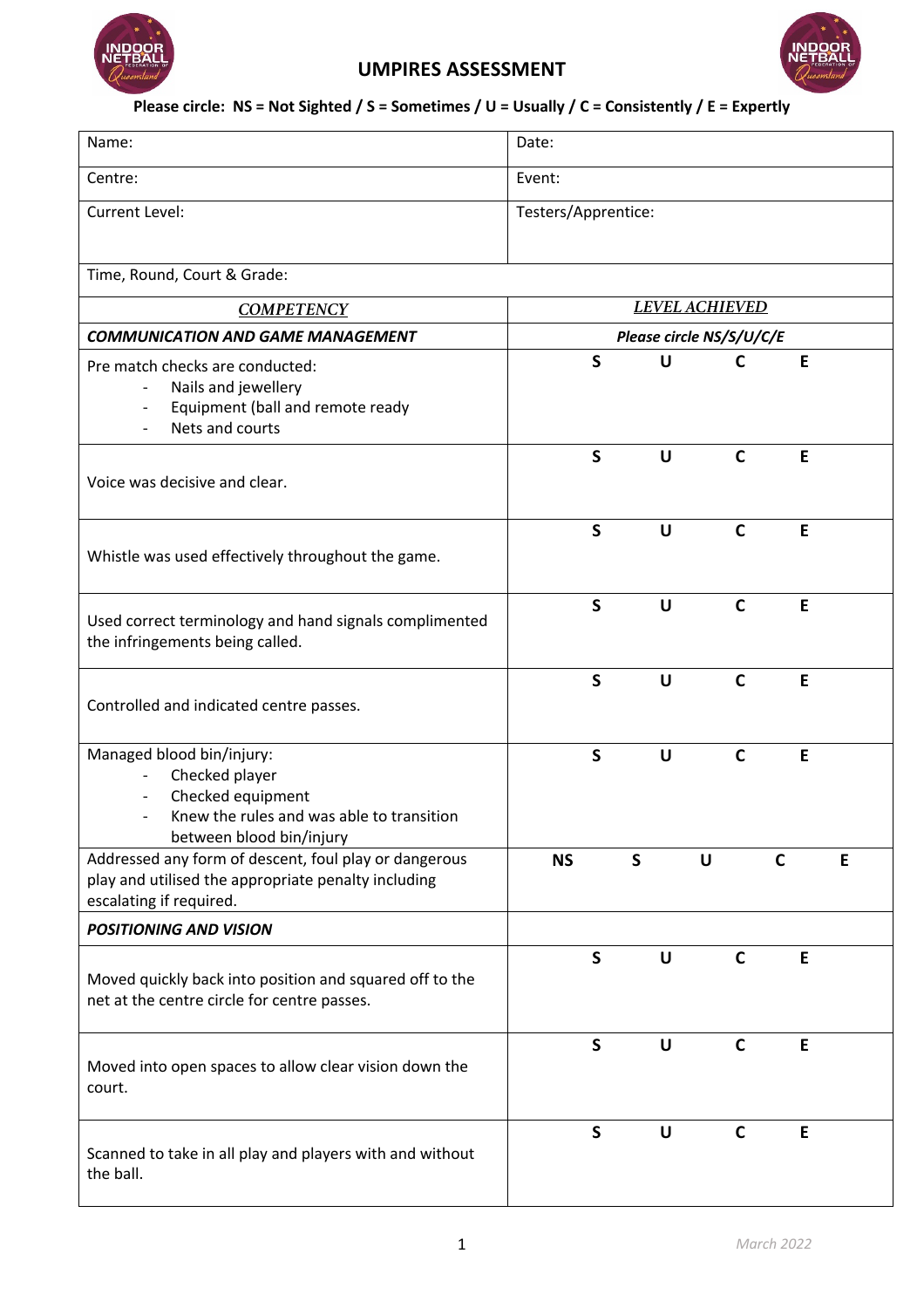# UMPIRES ASSESSMENT

**Please circle: NS = Not Sighted / S = Sometimes / U = Usually / C = Consistently / E = Expertly**

| Name: | Date: |
|---|---|
| Centre: | Event: |
| Current Level: | Testers/Apprentice: |
| Time, Round, Court & Grade: | |
| ***COMPETENCY*** | ***LEVEL ACHIEVED*** |
| ***COMMUNICATION AND GAME MANAGEMENT*** | ***Please circle NS/S/U/C/E*** |
| Pre match checks are conducted:<br>- Nails and jewellery<br>- Equipment (ball and remote ready<br>- Nets and courts | **S U C E** |
| Voice was decisive and clear. | **S U C E** |
| Whistle was used effectively throughout the game. | **S U C E** |
| Used correct terminology and hand signals complimented the infringements being called. | **S U C E** |
| Controlled and indicated centre passes. | **S U C E** |
| Managed blood bin/injury:<br>- Checked player<br>- Checked equipment<br>- Knew the rules and was able to transition between blood bin/injury | **S U C E** |
| Addressed any form of descent, foul play or dangerous play and utilised the appropriate penalty including escalating if required. | **NS S U C E** |
| ***POSITIONING AND VISION*** | |
| Moved quickly back into position and squared off to the net at the centre circle for centre passes. | **S U C E** |
| Moved into open spaces to allow clear vision down the court. | **S U C E** |
| Scanned to take in all play and players with and without the ball. | **S U C E** |

*March 2022*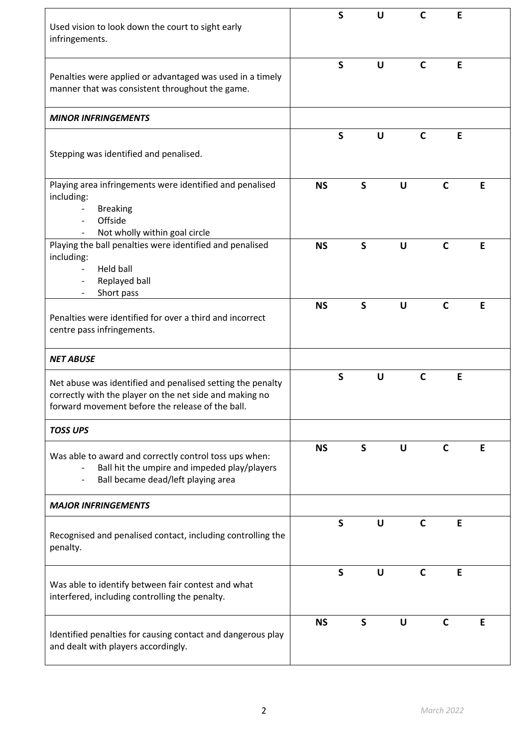| | | | | | |
|---|---|---|---|---|---|
| Used vision to look down the court to sight early infringements. | | S | U | C | E |
| Penalties were applied or advantaged was used in a timely manner that was consistent throughout the game. | | S | U | C | E |
| ***MINOR INFRINGEMENTS*** | | | | | |
| Stepping was identified and penalised. | | S | U | C | E |
| Playing area infringements were identified and penalised including:<br>- Breaking<br>- Offside<br>- Not wholly within goal circle | **NS** | S | U | C | E |
| Playing the ball penalties were identified and penalised including:<br>- Held ball<br>- Replayed ball<br>- Short pass | **NS** | S | U | C | E |
| Penalties were identified for over a third and incorrect centre pass infringements. | **NS** | S | U | C | E |
| ***NET ABUSE*** | | | | | |
| Net abuse was identified and penalised setting the penalty correctly with the player on the net side and making no forward movement before the release of the ball. | | S | U | C | E |
| ***TOSS UPS*** | | | | | |
| Was able to award and correctly control toss ups when:<br>- Ball hit the umpire and impeded play/players<br>- Ball became dead/left playing area | **NS** | S | U | C | E |
| ***MAJOR INFRINGEMENTS*** | | | | | |
| Recognised and penalised contact, including controlling the penalty. | | S | U | C | E |
| Was able to identify between fair contest and what interfered, including controlling the penalty. | | S | U | C | E |
| Identified penalties for causing contact and dangerous play and dealt with players accordingly. | **NS** | S | U | C | E |

*March 2022*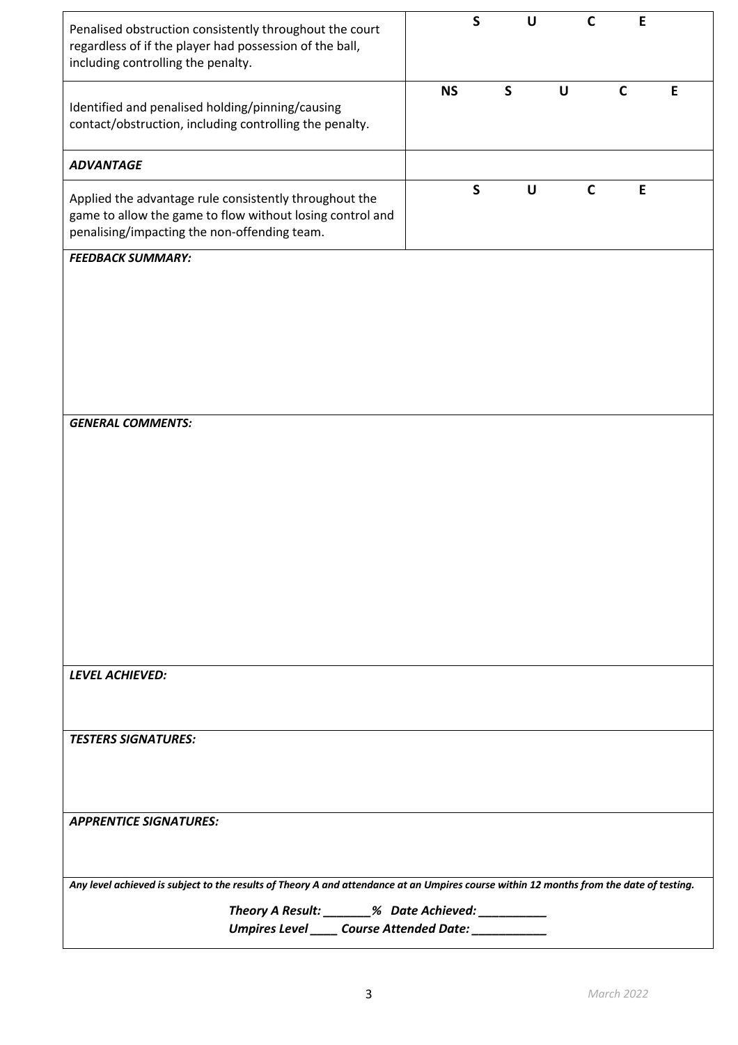| | |
|---|---|
| Penalised obstruction consistently throughout the court regardless of if the player had possession of the ball, including controlling the penalty. | **S U C E** |
| Identified and penalised holding/pinning/causing contact/obstruction, including controlling the penalty. | **NS S U C E** |
| ***ADVANTAGE*** | |
| Applied the advantage rule consistently throughout the game to allow the game to flow without losing control and penalising/impacting the non-offending team. | **S U C E** |

***FEEDBACK SUMMARY:***

***GENERAL COMMENTS:***

***LEVEL ACHIEVED:***

***TESTERS SIGNATURES:***

***APPRENTICE SIGNATURES:***

***Any level achieved is subject to the results of Theory A and attendance at an Umpires course within 12 months from the date of testing.***

***Theory A Result: _______% Date Achieved: __________***

***Umpires Level ____ Course Attended Date: ___________***